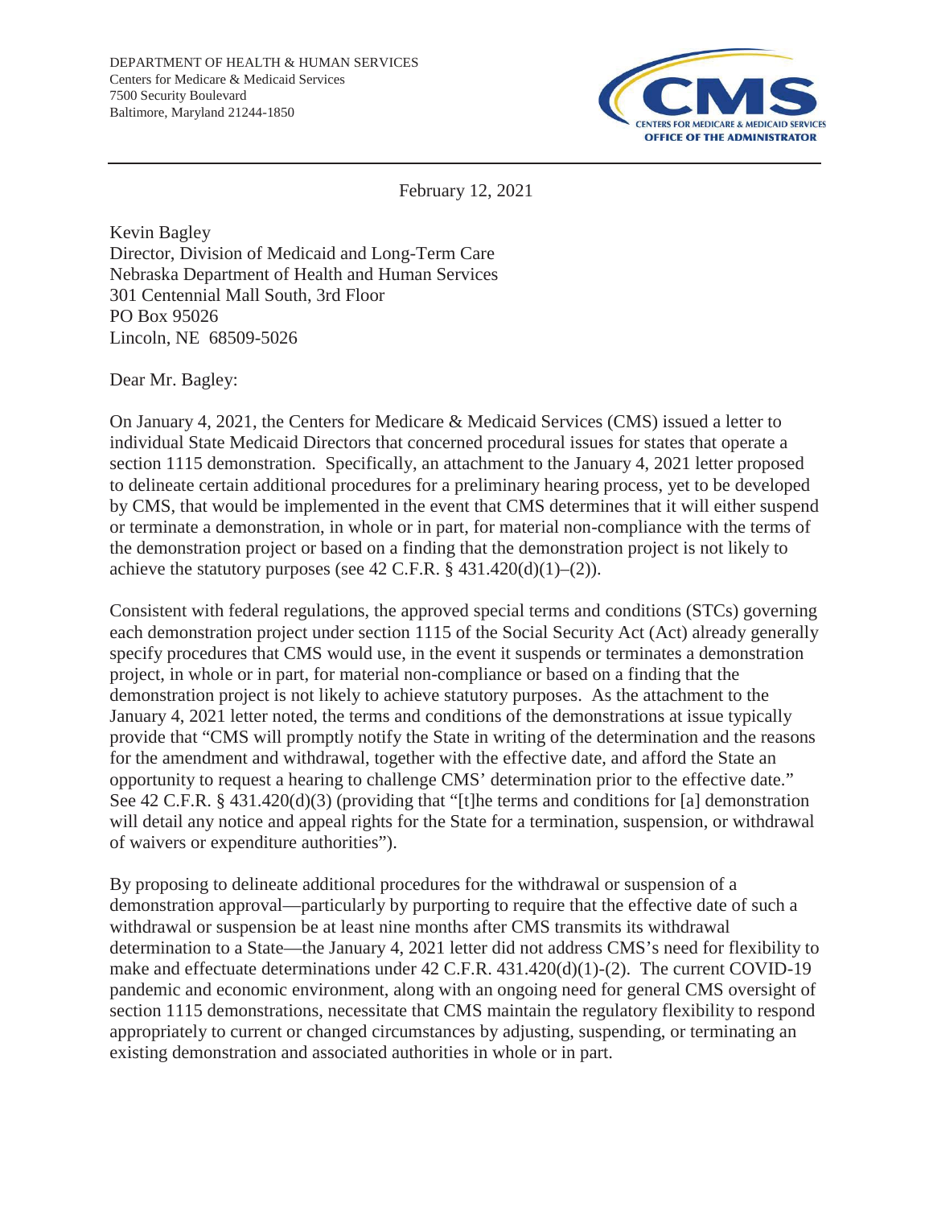DEPARTMENT OF HEALTH & HUMAN SERVICES
Centers for Medicare & Medicaid Services
7500 Security Boulevard
Baltimore, Maryland 21244-1850

CMS
CENTERS FOR MEDICARE & MEDICAID SERVICES
OFFICE OF THE ADMINISTRATOR

February 12, 2021

Kevin Bagley
Director, Division of Medicaid and Long-Term Care
Nebraska Department of Health and Human Services
301 Centennial Mall South, 3rd Floor
PO Box 95026
Lincoln, NE 68509-5026

Dear Mr. Bagley:

On January 4, 2021, the Centers for Medicare & Medicaid Services (CMS) issued a letter to individual State Medicaid Directors that concerned procedural issues for states that operate a section 1115 demonstration. Specifically, an attachment to the January 4, 2021 letter proposed to delineate certain additional procedures for a preliminary hearing process, yet to be developed by CMS, that would be implemented in the event that CMS determines that it will either suspend or terminate a demonstration, in whole or in part, for material non-compliance with the terms of the demonstration project or based on a finding that the demonstration project is not likely to achieve the statutory purposes (see 42 C.F.R. § 431.420(d)(1)–(2)).

Consistent with federal regulations, the approved special terms and conditions (STCs) governing each demonstration project under section 1115 of the Social Security Act (Act) already generally specify procedures that CMS would use, in the event it suspends or terminates a demonstration project, in whole or in part, for material non-compliance or based on a finding that the demonstration project is not likely to achieve statutory purposes. As the attachment to the January 4, 2021 letter noted, the terms and conditions of the demonstrations at issue typically provide that "CMS will promptly notify the State in writing of the determination and the reasons for the amendment and withdrawal, together with the effective date, and afford the State an opportunity to request a hearing to challenge CMS' determination prior to the effective date." See 42 C.F.R. § 431.420(d)(3) (providing that "[t]he terms and conditions for [a] demonstration will detail any notice and appeal rights for the State for a termination, suspension, or withdrawal of waivers or expenditure authorities").

By proposing to delineate additional procedures for the withdrawal or suspension of a demonstration approval—particularly by purporting to require that the effective date of such a withdrawal or suspension be at least nine months after CMS transmits its withdrawal determination to a State—the January 4, 2021 letter did not address CMS's need for flexibility to make and effectuate determinations under 42 C.F.R. 431.420(d)(1)-(2). The current COVID-19 pandemic and economic environment, along with an ongoing need for general CMS oversight of section 1115 demonstrations, necessitate that CMS maintain the regulatory flexibility to respond appropriately to current or changed circumstances by adjusting, suspending, or terminating an existing demonstration and associated authorities in whole or in part.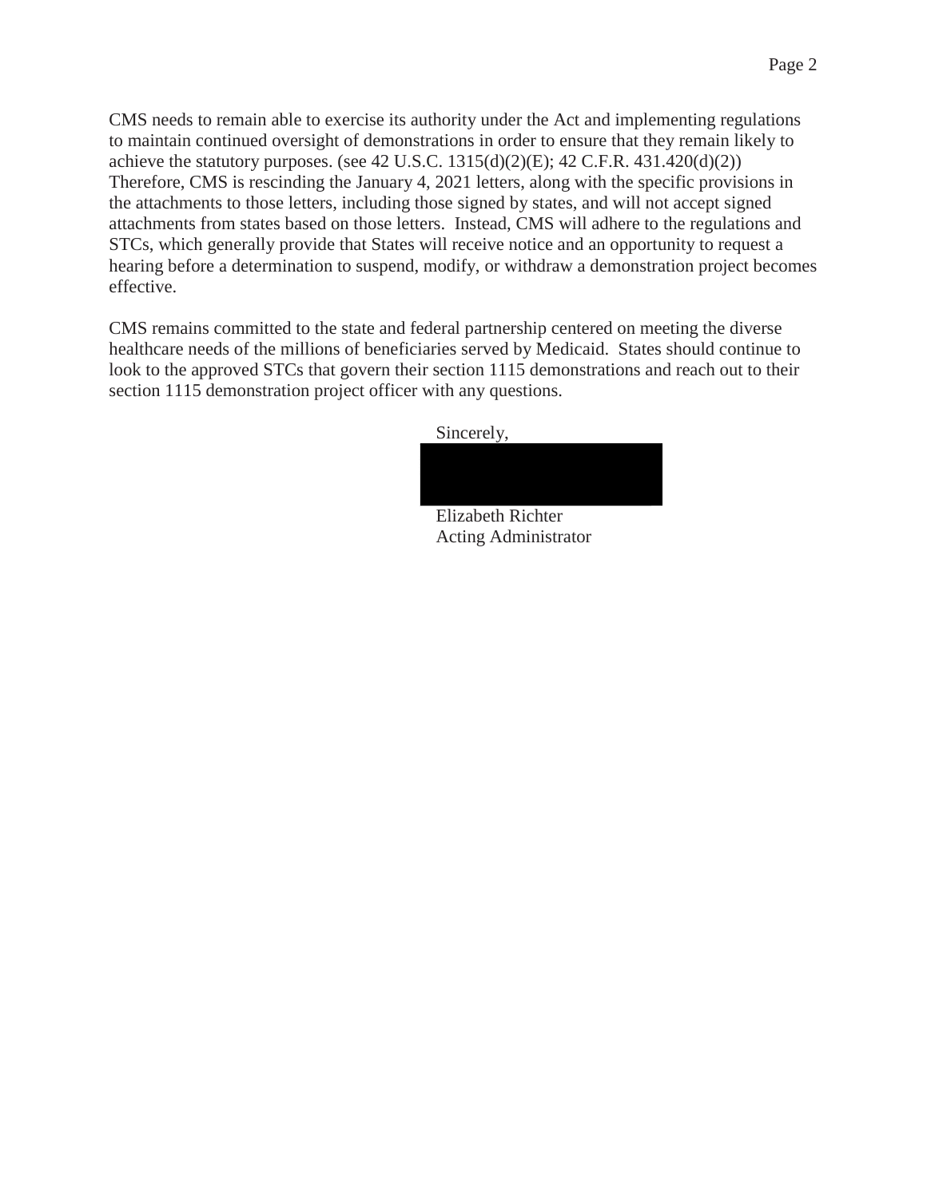CMS needs to remain able to exercise its authority under the Act and implementing regulations to maintain continued oversight of demonstrations in order to ensure that they remain likely to achieve the statutory purposes. (see 42 U.S.C. 1315(d)(2)(E); 42 C.F.R. 431.420(d)(2)) Therefore, CMS is rescinding the January 4, 2021 letters, along with the specific provisions in the attachments to those letters, including those signed by states, and will not accept signed attachments from states based on those letters. Instead, CMS will adhere to the regulations and STCs, which generally provide that States will receive notice and an opportunity to request a hearing before a determination to suspend, modify, or withdraw a demonstration project becomes effective.

CMS remains committed to the state and federal partnership centered on meeting the diverse healthcare needs of the millions of beneficiaries served by Medicaid. States should continue to look to the approved STCs that govern their section 1115 demonstrations and reach out to their section 1115 demonstration project officer with any questions.

Sincerely,

Elizabeth Richter
Acting Administrator